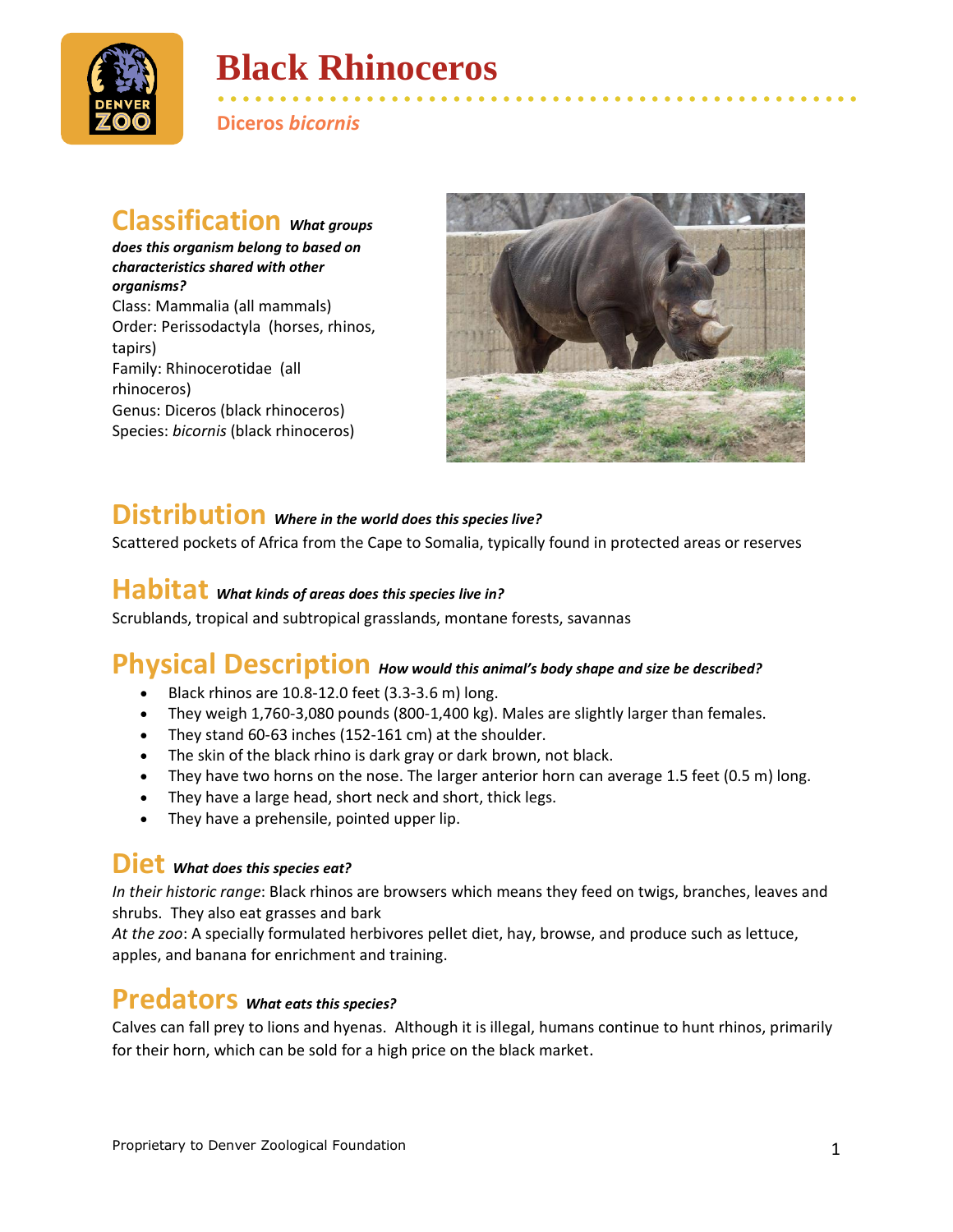# Black Rhinoceros

Diceros *bicornis*

## Classification *What groups does this organism belong to based on characteristics shared with other organisms?*

Class: Mammalia (all mammals)
Order: Perissodactyla (horses, rhinos, tapirs)
Family: Rhinocerotidae (all rhinoceros)
Genus: Diceros (black rhinoceros)
Species: *bicornis* (black rhinoceros)

## Distribution *Where in the world does this species live?*

Scattered pockets of Africa from the Cape to Somalia, typically found in protected areas or reserves

## Habitat *What kinds of areas does this species live in?*

Scrublands, tropical and subtropical grasslands, montane forests, savannas

## Physical Description *How would this animal's body shape and size be described?*

- Black rhinos are 10.8-12.0 feet (3.3-3.6 m) long.
- They weigh 1,760-3,080 pounds (800-1,400 kg). Males are slightly larger than females.
- They stand 60-63 inches (152-161 cm) at the shoulder.
- The skin of the black rhino is dark gray or dark brown, not black.
- They have two horns on the nose. The larger anterior horn can average 1.5 feet (0.5 m) long.
- They have a large head, short neck and short, thick legs.
- They have a prehensile, pointed upper lip.

## Diet *What does this species eat?*

*In their historic range*: Black rhinos are browsers which means they feed on twigs, branches, leaves and shrubs. They also eat grasses and bark
*At the zoo*: A specially formulated herbivores pellet diet, hay, browse, and produce such as lettuce, apples, and banana for enrichment and training.

## Predators *What eats this species?*

Calves can fall prey to lions and hyenas. Although it is illegal, humans continue to hunt rhinos, primarily for their horn, which can be sold for a high price on the black market.

Proprietary to Denver Zoological Foundation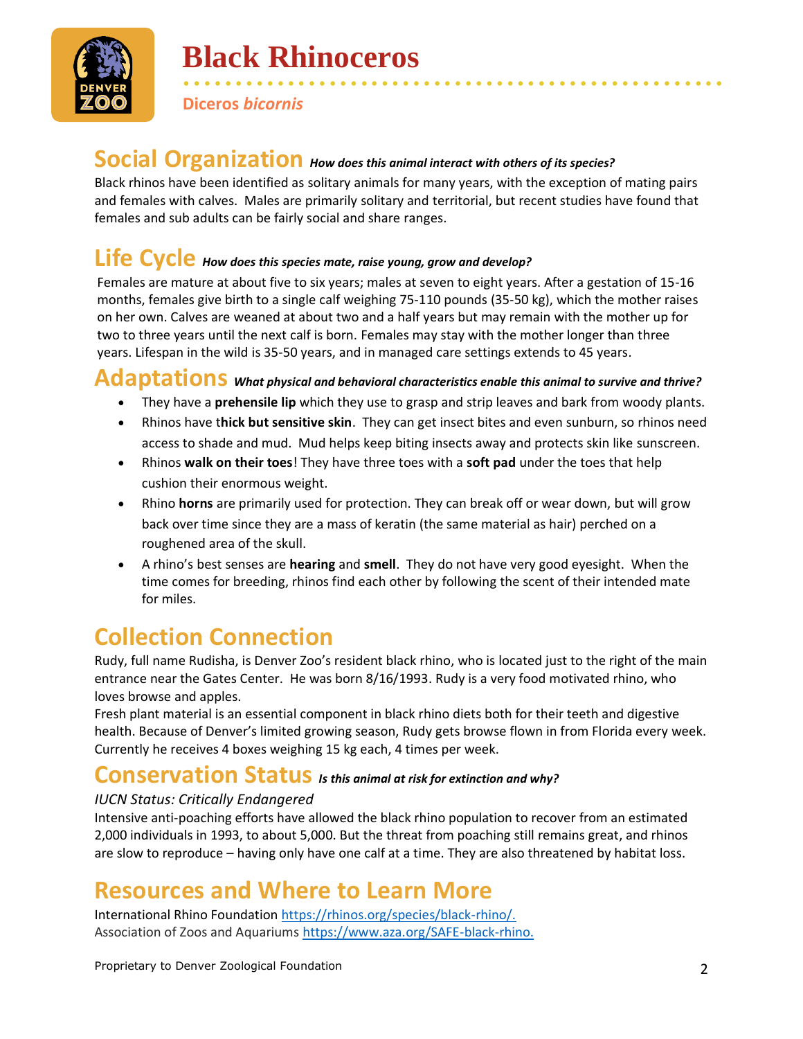# Black Rhinoceros

Diceros *bicornis*

## Social Organization *How does this animal interact with others of its species?*

Black rhinos have been identified as solitary animals for many years, with the exception of mating pairs and females with calves. Males are primarily solitary and territorial, but recent studies have found that females and sub adults can be fairly social and share ranges.

## Life Cycle *How does this species mate, raise young, grow and develop?*

Females are mature at about five to six years; males at seven to eight years. After a gestation of 15-16 months, females give birth to a single calf weighing 75-110 pounds (35-50 kg), which the mother raises on her own. Calves are weaned at about two and a half years but may remain with the mother up for two to three years until the next calf is born. Females may stay with the mother longer than three years. Lifespan in the wild is 35-50 years, and in managed care settings extends to 45 years.

## Adaptations *What physical and behavioral characteristics enable this animal to survive and thrive?*

- They have a **prehensile lip** which they use to grasp and strip leaves and bark from woody plants.
- Rhinos have t**hick but sensitive skin**. They can get insect bites and even sunburn, so rhinos need access to shade and mud. Mud helps keep biting insects away and protects skin like sunscreen.
- Rhinos **walk on their toes**! They have three toes with a **soft pad** under the toes that help cushion their enormous weight.
- Rhino **horns** are primarily used for protection. They can break off or wear down, but will grow back over time since they are a mass of keratin (the same material as hair) perched on a roughened area of the skull.
- A rhino's best senses are **hearing** and **smell**. They do not have very good eyesight. When the time comes for breeding, rhinos find each other by following the scent of their intended mate for miles.

## Collection Connection

Rudy, full name Rudisha, is Denver Zoo's resident black rhino, who is located just to the right of the main entrance near the Gates Center. He was born 8/16/1993. Rudy is a very food motivated rhino, who loves browse and apples.

Fresh plant material is an essential component in black rhino diets both for their teeth and digestive health. Because of Denver's limited growing season, Rudy gets browse flown in from Florida every week. Currently he receives 4 boxes weighing 15 kg each, 4 times per week.

## Conservation Status *Is this animal at risk for extinction and why?*

*IUCN Status: Critically Endangered*

Intensive anti-poaching efforts have allowed the black rhino population to recover from an estimated 2,000 individuals in 1993, to about 5,000. But the threat from poaching still remains great, and rhinos are slow to reproduce – having only have one calf at a time. They are also threatened by habitat loss.

## Resources and Where to Learn More

International Rhino Foundation https://rhinos.org/species/black-rhino/.

Association of Zoos and Aquariums https://www.aza.org/SAFE-black-rhino.

Proprietary to Denver Zoological Foundation